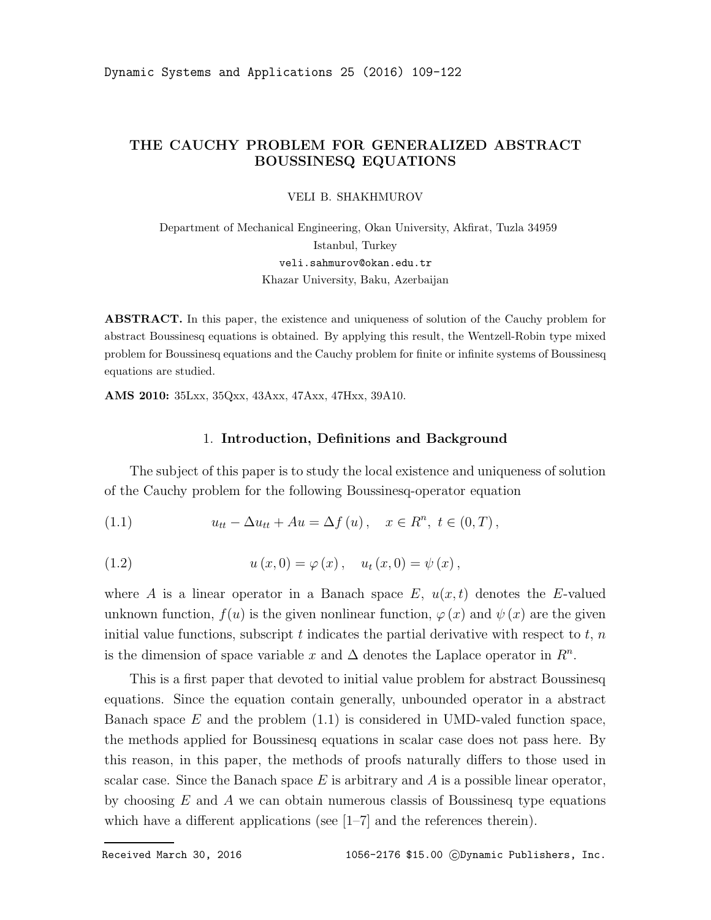# THE CAUCHY PROBLEM FOR GENERALIZED ABSTRACT BOUSSINESQ EQUATIONS

VELI B. SHAKHMUROV

Department of Mechanical Engineering, Okan University, Akfirat, Tuzla 34959
Istanbul, Turkey
veli.sahmurov@okan.edu.tr
Khazar University, Baku, Azerbaijan

**ABSTRACT.** In this paper, the existence and uniqueness of solution of the Cauchy problem for abstract Boussinesq equations is obtained. By applying this result, the Wentzell-Robin type mixed problem for Boussinesq equations and the Cauchy problem for finite or infinite systems of Boussinesq equations are studied.

**AMS 2010:** 35Lxx, 35Qxx, 43Axx, 47Axx, 47Hxx, 39A10.

## 1. Introduction, Definitions and Background

The subject of this paper is to study the local existence and uniqueness of solution of the Cauchy problem for the following Boussinesq-operator equation

$$u_{tt} - \Delta u_{tt} + Au = \Delta f(u), \quad x \in R^n, \ t \in (0,T), \tag{1.1}$$

$$u(x,0) = \varphi(x), \quad u_t(x,0) = \psi(x), \tag{1.2}$$

where $A$ is a linear operator in a Banach space $E$, $u(x,t)$ denotes the $E$-valued unknown function, $f(u)$ is the given nonlinear function, $\varphi(x)$ and $\psi(x)$ are the given initial value functions, subscript $t$ indicates the partial derivative with respect to $t$, $n$ is the dimension of space variable $x$ and $\Delta$ denotes the Laplace operator in $R^n$.

This is a first paper that devoted to initial value problem for abstract Boussinesq equations. Since the equation contain generally, unbounded operator in a abstract Banach space $E$ and the problem (1.1) is considered in UMD-valed function space, the methods applied for Boussinesq equations in scalar case does not pass here. By this reason, in this paper, the methods of proofs naturally differs to those used in scalar case. Since the Banach space $E$ is arbitrary and $A$ is a possible linear operator, by choosing $E$ and $A$ we can obtain numerous classis of Boussinesq type equations which have a different applications (see [1–7] and the references therein).

Received March 30, 2016 1056-2176 $15.00 ©Dynamic Publishers, Inc.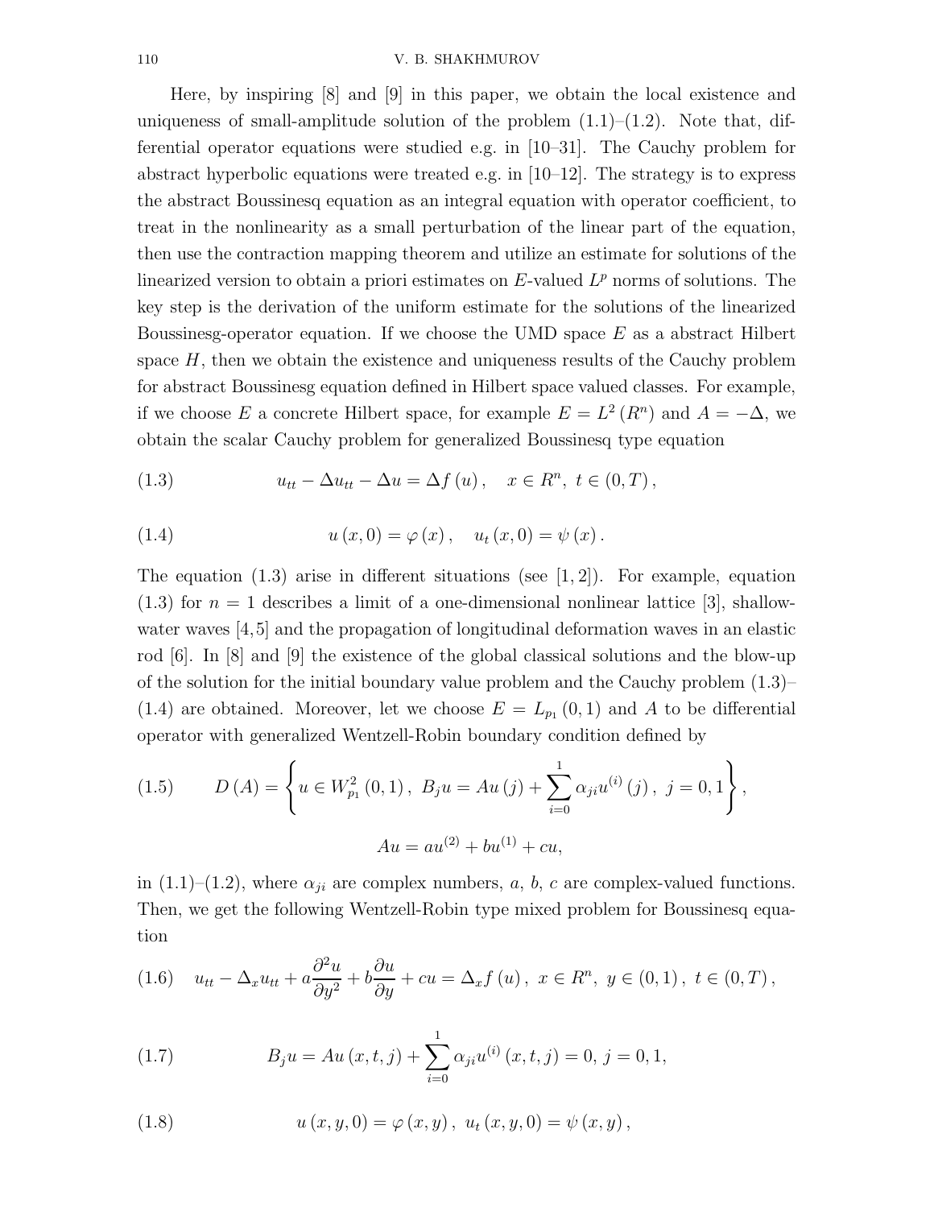Here, by inspiring [8] and [9] in this paper, we obtain the local existence and uniqueness of small-amplitude solution of the problem (1.1)–(1.2). Note that, differential operator equations were studied e.g. in [10–31]. The Cauchy problem for abstract hyperbolic equations were treated e.g. in [10–12]. The strategy is to express the abstract Boussinesq equation as an integral equation with operator coefficient, to treat in the nonlinearity as a small perturbation of the linear part of the equation, then use the contraction mapping theorem and utilize an estimate for solutions of the linearized version to obtain a priori estimates on $E$-valued $L^p$ norms of solutions. The key step is the derivation of the uniform estimate for the solutions of the linearized Boussinesg-operator equation. If we choose the UMD space $E$ as a abstract Hilbert space $H$, then we obtain the existence and uniqueness results of the Cauchy problem for abstract Boussinesg equation defined in Hilbert space valued classes. For example, if we choose $E$ a concrete Hilbert space, for example $E = L^2(R^n)$ and $A = -\Delta$, we obtain the scalar Cauchy problem for generalized Boussinesq type equation

$$u_{tt} - \Delta u_{tt} - \Delta u = \Delta f(u), \quad x \in R^n, \ t \in (0, T), \tag{1.3}$$

$$u(x, 0) = \varphi(x), \quad u_t(x, 0) = \psi(x). \tag{1.4}$$

The equation (1.3) arise in different situations (see [1, 2]). For example, equation (1.3) for $n = 1$ describes a limit of a one-dimensional nonlinear lattice [3], shallow-water waves [4, 5] and the propagation of longitudinal deformation waves in an elastic rod [6]. In [8] and [9] the existence of the global classical solutions and the blow-up of the solution for the initial boundary value problem and the Cauchy problem (1.3)–(1.4) are obtained. Moreover, let we choose $E = L_{p_1}(0, 1)$ and $A$ to be differential operator with generalized Wentzell-Robin boundary condition defined by

$$D(A) = \left\{ u \in W^2_{p_1}(0, 1), \ B_j u = Au(j) + \sum_{i=0}^{1} \alpha_{ji} u^{(i)}(j), \ j = 0, 1 \right\}, \tag{1.5}$$

$$Au = au^{(2)} + bu^{(1)} + cu,$$

in (1.1)–(1.2), where $\alpha_{ji}$ are complex numbers, $a$, $b$, $c$ are complex-valued functions. Then, we get the following Wentzell-Robin type mixed problem for Boussinesq equation

$$u_{tt} - \Delta_x u_{tt} + a\frac{\partial^2 u}{\partial y^2} + b\frac{\partial u}{\partial y} + cu = \Delta_x f(u), \ x \in R^n, \ y \in (0, 1), \ t \in (0, T), \tag{1.6}$$

$$B_j u = Au(x, t, j) + \sum_{i=0}^{1} \alpha_{ji} u^{(i)}(x, t, j) = 0, \ j = 0, 1, \tag{1.7}$$

$$u(x, y, 0) = \varphi(x, y), \ u_t(x, y, 0) = \psi(x, y), \tag{1.8}$$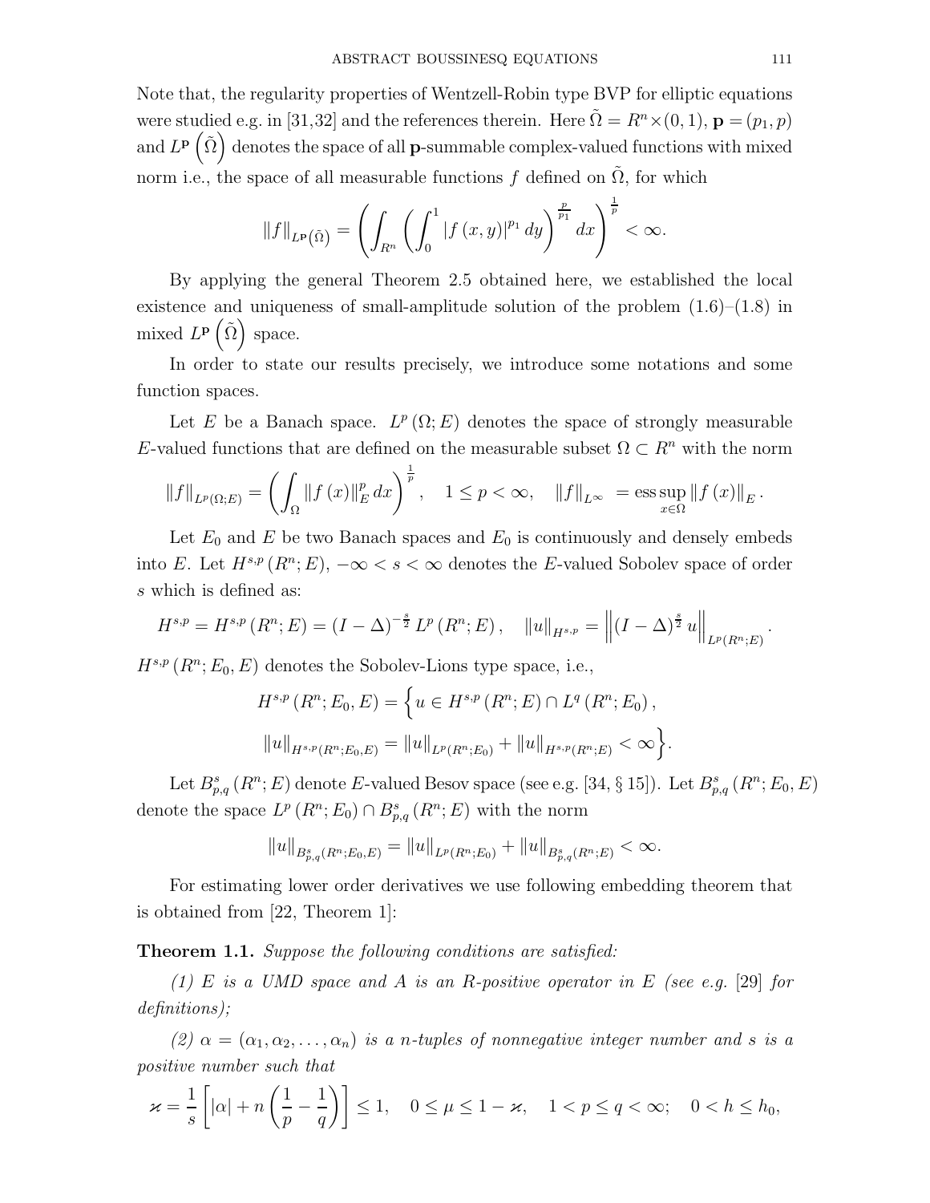Note that, the regularity properties of Wentzell-Robin type BVP for elliptic equations were studied e.g. in [31,32] and the references therein. Here $\tilde{\Omega} = R^n \times (0,1)$, $\mathbf{p} = (p_1, p)$ and $L^{\mathbf{p}}\left(\tilde{\Omega}\right)$ denotes the space of all $\mathbf{p}$-summable complex-valued functions with mixed norm i.e., the space of all measurable functions $f$ defined on $\tilde{\Omega}$, for which

$$\|f\|_{L^{\mathbf{p}}(\tilde{\Omega})} = \left( \int_{R^n} \left( \int_0^1 |f(x,y)|^{p_1} \, dy \right)^{\frac{p}{p_1}} dx \right)^{\frac{1}{p}} < \infty.$$

By applying the general Theorem 2.5 obtained here, we established the local existence and uniqueness of small-amplitude solution of the problem (1.6)–(1.8) in mixed $L^{\mathbf{p}}\left(\tilde{\Omega}\right)$ space.

In order to state our results precisely, we introduce some notations and some function spaces.

Let $E$ be a Banach space. $L^p(\Omega; E)$ denotes the space of strongly measurable $E$-valued functions that are defined on the measurable subset $\Omega \subset R^n$ with the norm

$$\|f\|_{L^p(\Omega;E)} = \left( \int_\Omega \|f(x)\|_E^p \, dx \right)^{\frac{1}{p}}, \quad 1 \leq p < \infty, \quad \|f\|_{L^\infty} = \operatorname*{ess\,sup}_{x \in \Omega} \|f(x)\|_E.$$

Let $E_0$ and $E$ be two Banach spaces and $E_0$ is continuously and densely embeds into $E$. Let $H^{s,p}(R^n; E)$, $-\infty < s < \infty$ denotes the $E$-valued Sobolev space of order $s$ which is defined as:

$$H^{s,p} = H^{s,p}(R^n; E) = (I - \Delta)^{-\frac{s}{2}} L^p(R^n; E), \quad \|u\|_{H^{s,p}} = \left\| (I - \Delta)^{\frac{s}{2}} u \right\|_{L^p(R^n;E)}.$$

$H^{s,p}(R^n; E_0, E)$ denotes the Sobolev-Lions type space, i.e.,

$$H^{s,p}(R^n; E_0, E) = \Big\{ u \in H^{s,p}(R^n; E) \cap L^q(R^n; E_0),$$
$$\|u\|_{H^{s,p}(R^n;E_0,E)} = \|u\|_{L^p(R^n;E_0)} + \|u\|_{H^{s,p}(R^n;E)} < \infty \Big\}.$$

Let $B^s_{p,q}(R^n; E)$ denote $E$-valued Besov space (see e.g. [34, § 15]). Let $B^s_{p,q}(R^n; E_0, E)$ denote the space $L^p(R^n; E_0) \cap B^s_{p,q}(R^n; E)$ with the norm

$$\|u\|_{B^s_{p,q}(R^n;E_0,E)} = \|u\|_{L^p(R^n;E_0)} + \|u\|_{B^s_{p,q}(R^n;E)} < \infty.$$

For estimating lower order derivatives we use following embedding theorem that is obtained from [22, Theorem 1]:

**Theorem 1.1.** *Suppose the following conditions are satisfied:*

*(1) $E$ is a UMD space and $A$ is an $R$-positive operator in $E$ (see e.g. [29] for definitions);*

*(2) $\alpha = (\alpha_1, \alpha_2, \ldots, \alpha_n)$ is a $n$-tuples of nonnegative integer number and $s$ is a positive number such that*

$$\varkappa = \frac{1}{s}\left[ |\alpha| + n\left( \frac{1}{p} - \frac{1}{q} \right) \right] \leq 1, \quad 0 \leq \mu \leq 1 - \varkappa, \quad 1 < p \leq q < \infty; \quad 0 < h \leq h_0,$$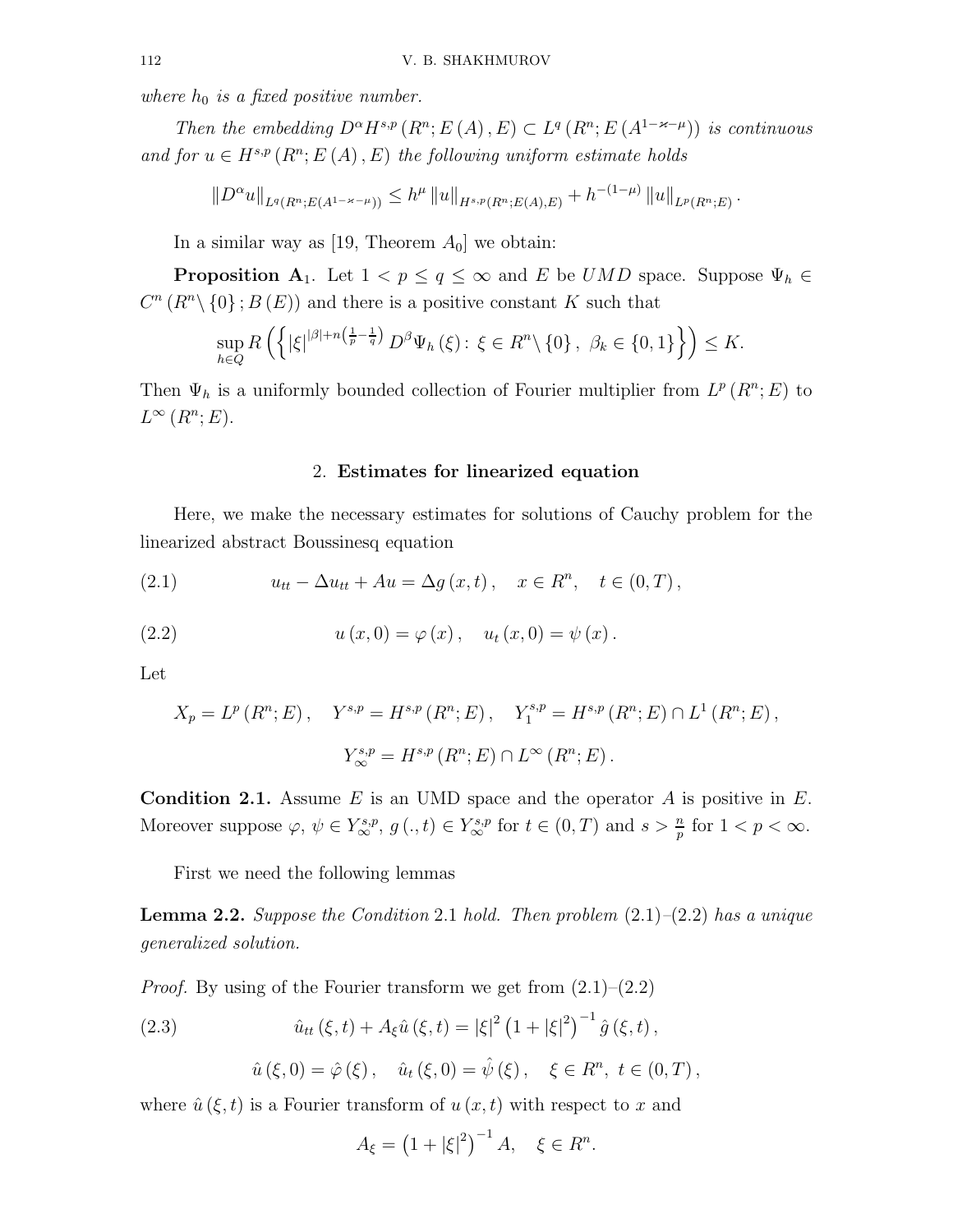*where $h_0$ is a fixed positive number.*

*Then the embedding $D^{\alpha} H^{s,p}(R^n; E(A), E) \subset L^q(R^n; E(A^{1-\varkappa-\mu}))$ is continuous and for $u \in H^{s,p}(R^n; E(A), E)$ the following uniform estimate holds*

$$\|D^{\alpha} u\|_{L^q(R^n; E(A^{1-\varkappa-\mu}))} \leq h^{\mu} \|u\|_{H^{s,p}(R^n; E(A), E)} + h^{-(1-\mu)} \|u\|_{L^p(R^n; E)}.$$

In a similar way as [19, Theorem $A_0$] we obtain:

**Proposition A$_1$.** Let $1 < p \leq q \leq \infty$ and $E$ be $UMD$ space. Suppose $\Psi_h \in C^m(R^n \setminus \{0\}; B(E))$ and there is a positive constant $K$ such that

$$\sup_{h \in Q} R\left(\left\{|\xi|^{|\beta| + n\left(\frac{1}{p} - \frac{1}{q}\right)} D^{\beta} \Psi_h(\xi) : \xi \in R^n \setminus \{0\},\ \beta_k \in \{0, 1\}\right\}\right) \leq K.$$

Then $\Psi_h$ is a uniformly bounded collection of Fourier multiplier from $L^p(R^n; E)$ to $L^{\infty}(R^n; E)$.

## 2. Estimates for linearized equation

Here, we make the necessary estimates for solutions of Cauchy problem for the linearized abstract Boussinesq equation

$$u_{tt} - \Delta u_{tt} + Au = \Delta g(x,t), \quad x \in R^n, \quad t \in (0,T), \tag{2.1}$$

$$u(x,0) = \varphi(x), \quad u_t(x,0) = \psi(x). \tag{2.2}$$

Let

$$X_p = L^p(R^n; E), \quad Y^{s,p} = H^{s,p}(R^n; E), \quad Y_1^{s,p} = H^{s,p}(R^n; E) \cap L^1(R^n; E),$$

$$Y_{\infty}^{s,p} = H^{s,p}(R^n; E) \cap L^{\infty}(R^n; E).$$

**Condition 2.1.** Assume $E$ is an UMD space and the operator $A$ is positive in $E$. Moreover suppose $\varphi, \psi \in Y_{\infty}^{s,p}$, $g(.,t) \in Y_{\infty}^{s,p}$ for $t \in (0,T)$ and $s > \frac{n}{p}$ for $1 < p < \infty$.

First we need the following lemmas

**Lemma 2.2.** *Suppose the Condition 2.1 hold. Then problem (2.1)–(2.2) has a unique generalized solution.*

*Proof.* By using of the Fourier transform we get from (2.1)–(2.2)

$$\hat{u}_{tt}(\xi,t) + A_{\xi} \hat{u}(\xi,t) = |\xi|^2 \left(1 + |\xi|^2\right)^{-1} \hat{g}(\xi,t), \tag{2.3}$$

$$\hat{u}(\xi,0) = \hat{\varphi}(\xi), \quad \hat{u}_t(\xi,0) = \hat{\psi}(\xi), \quad \xi \in R^n,\ t \in (0,T),$$

where $\hat{u}(\xi,t)$ is a Fourier transform of $u(x,t)$ with respect to $x$ and

$$A_{\xi} = \left(1 + |\xi|^2\right)^{-1} A, \quad \xi \in R^n.$$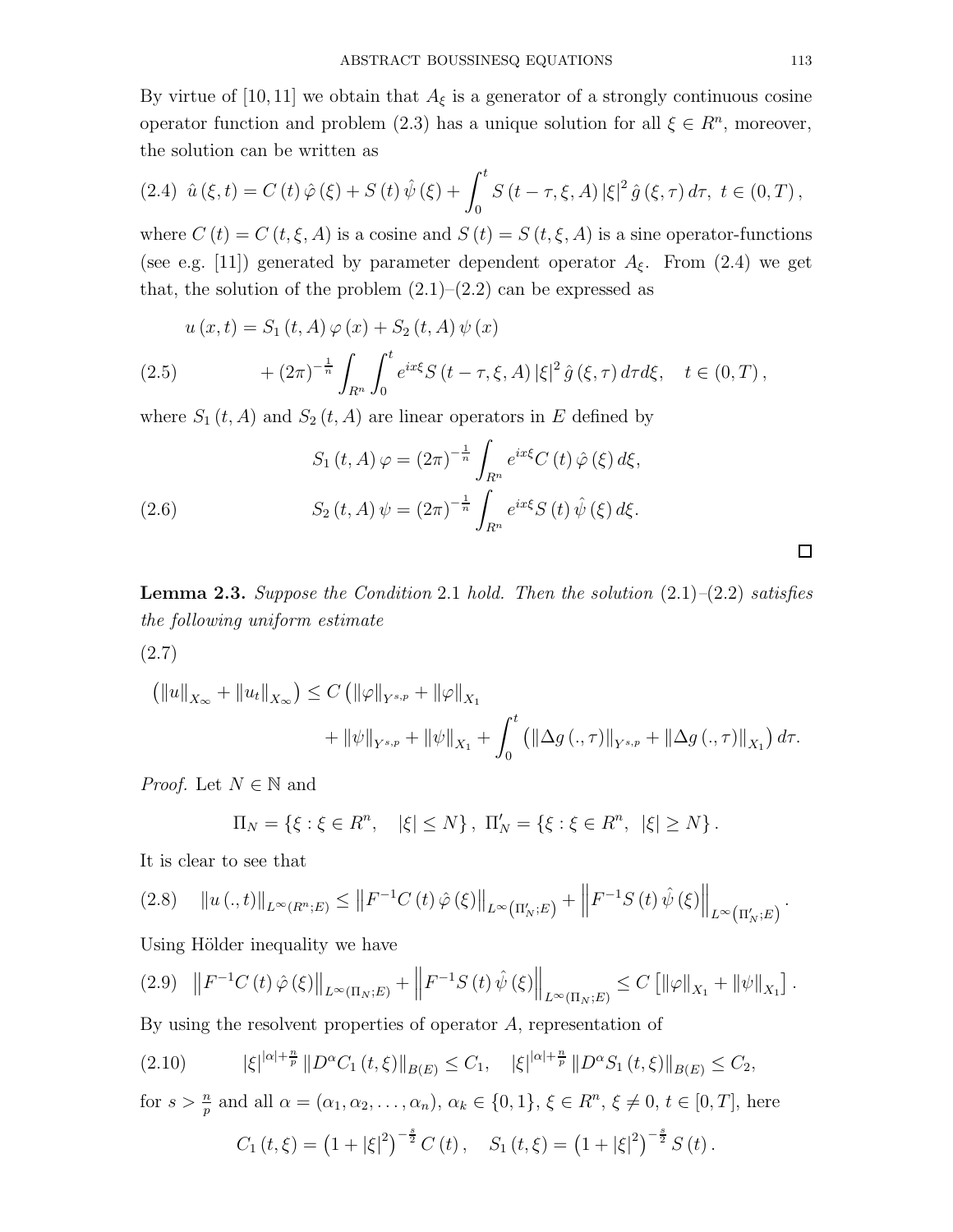By virtue of [10, 11] we obtain that $A_\xi$ is a generator of a strongly continuous cosine operator function and problem (2.3) has a unique solution for all $\xi \in R^n$, moreover, the solution can be written as

$$(2.4) \quad \hat{u}(\xi, t) = C(t)\hat{\varphi}(\xi) + S(t)\hat{\psi}(\xi) + \int_0^t S(t-\tau, \xi, A)|\xi|^2 \hat{g}(\xi, \tau)\, d\tau, \ t \in (0, T),$$

where $C(t) = C(t, \xi, A)$ is a cosine and $S(t) = S(t, \xi, A)$ is a sine operator-functions (see e.g. [11]) generated by parameter dependent operator $A_\xi$. From (2.4) we get that, the solution of the problem (2.1)–(2.2) can be expressed as

$$\begin{aligned} u(x,t) &= S_1(t, A)\varphi(x) + S_2(t, A)\psi(x) \\ &+ (2\pi)^{-\frac{1}{n}} \int_{R^n} \int_0^t e^{ix\xi} S(t-\tau, \xi, A)|\xi|^2 \hat{g}(\xi, \tau)\, d\tau d\xi, \quad t \in (0, T), \end{aligned} \tag{2.5}$$

where $S_1(t, A)$ and $S_2(t, A)$ are linear operators in $E$ defined by

$$\begin{aligned} S_1(t, A)\varphi &= (2\pi)^{-\frac{1}{n}} \int_{R^n} e^{ix\xi} C(t)\hat{\varphi}(\xi)\, d\xi, \\ S_2(t, A)\psi &= (2\pi)^{-\frac{1}{n}} \int_{R^n} e^{ix\xi} S(t)\hat{\psi}(\xi)\, d\xi. \end{aligned} \tag{2.6}$$

□

**Lemma 2.3.** *Suppose the Condition* 2.1 *hold. Then the solution* (2.1)–(2.2) *satisfies the following uniform estimate*

(2.7)

$$\left(\|u\|_{X_\infty} + \|u_t\|_{X_\infty}\right) \le C \left(\|\varphi\|_{Y^{s,p}} + \|\varphi\|_{X_1} + \|\psi\|_{Y^{s,p}} + \|\psi\|_{X_1} + \int_0^t \left(\|\Delta g(.,\tau)\|_{Y^{s,p}} + \|\Delta g(.,\tau)\|_{X_1}\right) d\tau\right.$$

*Proof.* Let $N \in \mathbb{N}$ and

$$\Pi_N = \{\xi : \xi \in R^n, \quad |\xi| \le N\}, \ \Pi_N' = \{\xi : \xi \in R^n, \ |\xi| \ge N\}.$$

It is clear to see that

$$(2.8) \quad \|u(.,t)\|_{L^\infty(R^n;E)} \le \left\|F^{-1}C(t)\hat{\varphi}(\xi)\right\|_{L^\infty(\Pi_N';E)} + \left\|F^{-1}S(t)\hat{\psi}(\xi)\right\|_{L^\infty(\Pi_N';E)}.$$

Using Hölder inequality we have

$$(2.9) \quad \left\|F^{-1}C(t)\hat{\varphi}(\xi)\right\|_{L^\infty(\Pi_N;E)} + \left\|F^{-1}S(t)\hat{\psi}(\xi)\right\|_{L^\infty(\Pi_N;E)} \le C\left[\|\varphi\|_{X_1} + \|\psi\|_{X_1}\right].$$

By using the resolvent properties of operator $A$, representation of

$$(2.10) \qquad |\xi|^{|\alpha|+\frac{n}{p}} \|D^\alpha C_1(t,\xi)\|_{B(E)} \le C_1, \quad |\xi|^{|\alpha|+\frac{n}{p}} \|D^\alpha S_1(t,\xi)\|_{B(E)} \le C_2,$$

for $s > \frac{n}{p}$ and all $\alpha = (\alpha_1, \alpha_2, \ldots, \alpha_n)$, $\alpha_k \in \{0, 1\}$, $\xi \in R^n$, $\xi \ne 0$, $t \in [0, T]$, here

$$C_1(t, \xi) = \left(1 + |\xi|^2\right)^{-\frac{s}{2}} C(t), \quad S_1(t, \xi) = \left(1 + |\xi|^2\right)^{-\frac{s}{2}} S(t).$$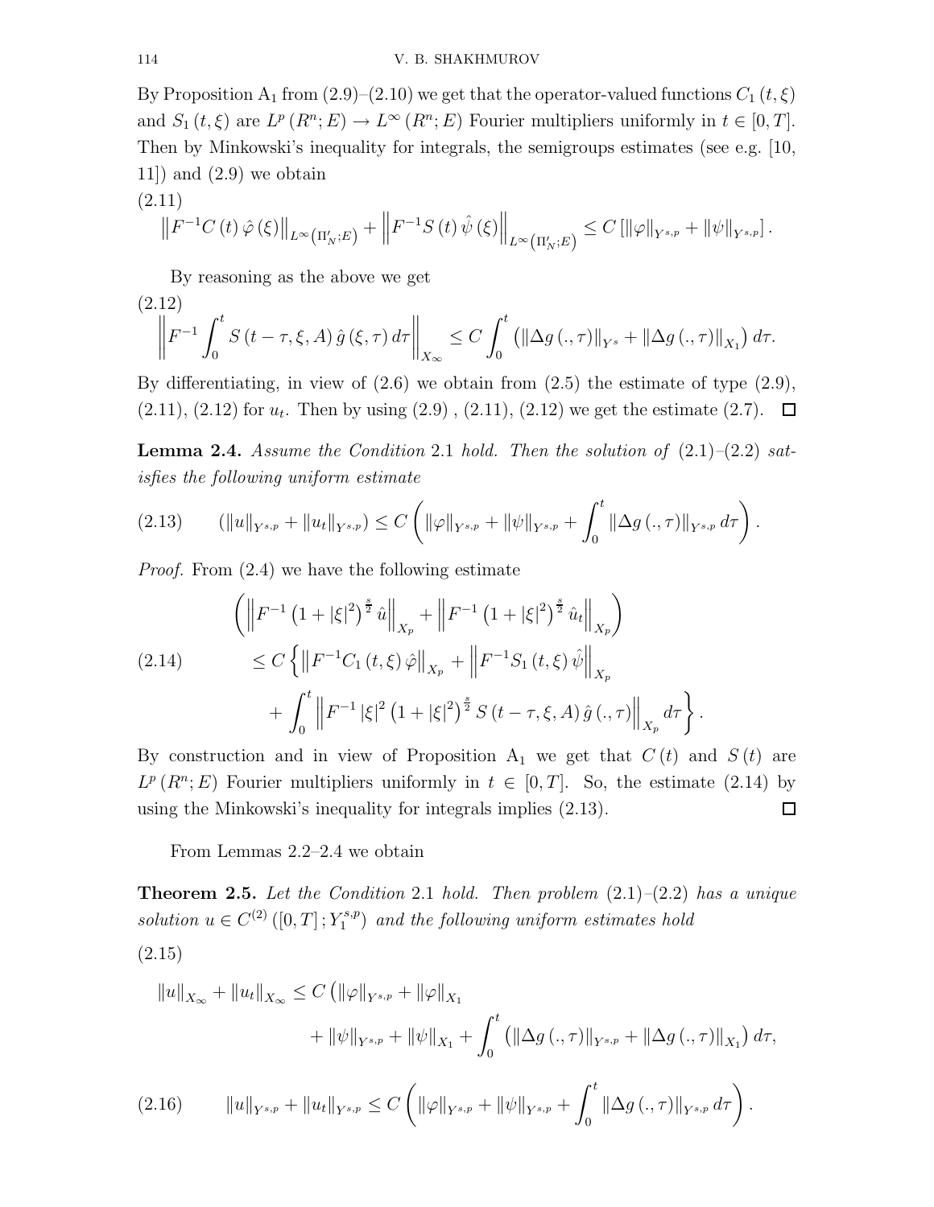By Proposition $A_1$ from (2.9)–(2.10) we get that the operator-valued functions $C_1(t,\xi)$ and $S_1(t,\xi)$ are $L^p(R^n;E) \to L^\infty(R^n;E)$ Fourier multipliers uniformly in $t \in [0,T]$. Then by Minkowski's inequality for integrals, the semigroups estimates (see e.g. [10, 11]) and (2.9) we obtain

$$\left\| F^{-1} C(t)\, \hat{\varphi}(\xi) \right\|_{L^\infty(\Pi'_N;E)} + \left\| F^{-1} S(t)\, \hat{\psi}(\xi) \right\|_{L^\infty(\Pi'_N;E)} \leq C\left[ \|\varphi\|_{Y^{s,p}} + \|\psi\|_{Y^{s,p}} \right]. \tag{2.11}$$

By reasoning as the above we get

$$\left\| F^{-1} \int_0^t S(t-\tau,\xi,A)\, \hat{g}(\xi,\tau)\, d\tau \right\|_{X_\infty} \leq C \int_0^t \left( \|\Delta g(.,\tau)\|_{Y^s} + \|\Delta g(.,\tau)\|_{X_1} \right) d\tau. \tag{2.12}$$

By differentiating, in view of (2.6) we obtain from (2.5) the estimate of type (2.9), (2.11), (2.12) for $u_t$. Then by using (2.9), (2.11), (2.12) we get the estimate (2.7). $\square$

**Lemma 2.4.** *Assume the Condition* 2.1 *hold. Then the solution of* (2.1)–(2.2) *satisfies the following uniform estimate*

$$\left( \|u\|_{Y^{s,p}} + \|u_t\|_{Y^{s,p}} \right) \leq C\left( \|\varphi\|_{Y^{s,p}} + \|\psi\|_{Y^{s,p}} + \int_0^t \|\Delta g(.,\tau)\|_{Y^{s,p}}\, d\tau \right). \tag{2.13}$$

*Proof.* From (2.4) we have the following estimate

$$\begin{aligned} &\left( \left\| F^{-1}\left(1+|\xi|^2\right)^{\frac{s}{2}} \hat{u} \right\|_{X_p} + \left\| F^{-1}\left(1+|\xi|^2\right)^{\frac{s}{2}} \hat{u}_t \right\|_{X_p} \right) \\ &\quad \leq C\left\{ \left\| F^{-1} C_1(t,\xi)\, \hat{\varphi} \right\|_{X_p} + \left\| F^{-1} S_1(t,\xi)\, \hat{\psi} \right\|_{X_p} \right. \\ &\qquad \left. + \int_0^t \left\| F^{-1} |\xi|^2 \left(1+|\xi|^2\right)^{\frac{s}{2}} S(t-\tau,\xi,A)\, \hat{g}(.,\tau) \right\|_{X_p} d\tau \right\}. \end{aligned} \tag{2.14}$$

By construction and in view of Proposition $A_1$ we get that $C(t)$ and $S(t)$ are $L^p(R^n;E)$ Fourier multipliers uniformly in $t \in [0,T]$. So, the estimate (2.14) by using the Minkowski's inequality for integrals implies (2.13). $\square$

From Lemmas 2.2–2.4 we obtain

**Theorem 2.5.** *Let the Condition* 2.1 *hold. Then problem* (2.1)–(2.2) *has a unique solution* $u \in C^{(2)}([0,T]; Y_1^{s,p})$ *and the following uniform estimates hold*

$$\begin{aligned} \|u\|_{X_\infty} + \|u_t\|_{X_\infty} \leq C\big( &\|\varphi\|_{Y^{s,p}} + \|\varphi\|_{X_1} \\ &+ \|\psi\|_{Y^{s,p}} + \|\psi\|_{X_1} + \int_0^t \left( \|\Delta g(.,\tau)\|_{Y^{s,p}} + \|\Delta g(.,\tau)\|_{X_1} \right) d\tau, \end{aligned} \tag{2.15}$$

$$\|u\|_{Y^{s,p}} + \|u_t\|_{Y^{s,p}} \leq C\left( \|\varphi\|_{Y^{s,p}} + \|\psi\|_{Y^{s,p}} + \int_0^t \|\Delta g(.,\tau)\|_{Y^{s,p}}\, d\tau \right). \tag{2.16}$$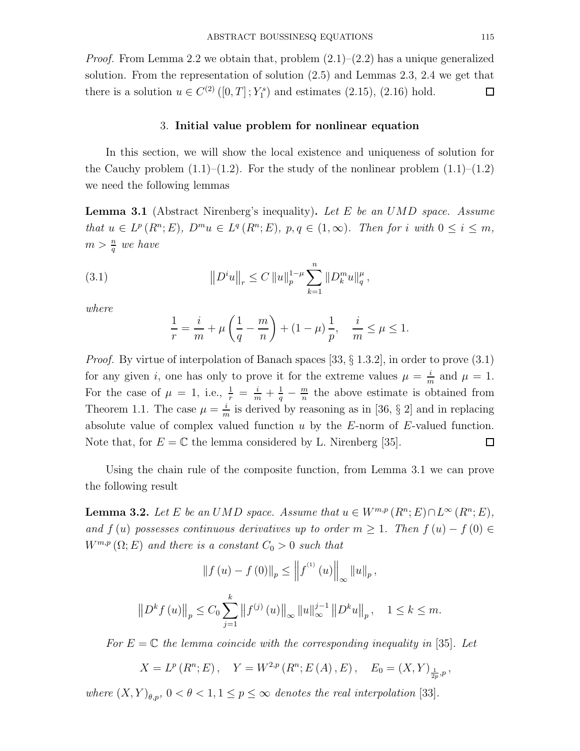*Proof.* From Lemma 2.2 we obtain that, problem (2.1)–(2.2) has a unique generalized solution. From the representation of solution (2.5) and Lemmas 2.3, 2.4 we get that there is a solution $u \in C^{(2)}([0,T];Y_1^s)$ and estimates (2.15), (2.16) hold. ◻

## 3. **Initial value problem for nonlinear equation**

In this section, we will show the local existence and uniqueness of solution for the Cauchy problem (1.1)–(1.2). For the study of the nonlinear problem (1.1)–(1.2) we need the following lemmas

**Lemma 3.1** (Abstract Nirenberg's inequality)**.** *Let $E$ be an UMD space. Assume that $u \in L^p(R^n;E)$, $D^m u \in L^q(R^n;E)$, $p,q \in (1,\infty)$. Then for $i$ with $0 \le i \le m$, $m > \frac{n}{q}$ we have*

$$\left\|D^i u\right\|_r \le C\left\|u\right\|_p^{1-\mu}\sum_{k=1}^{n}\left\|D_k^m u\right\|_q^{\mu}, \tag{3.1}$$

*where*

$$\frac{1}{r} = \frac{i}{m} + \mu\left(\frac{1}{q} - \frac{m}{n}\right) + (1-\mu)\frac{1}{p}, \quad \frac{i}{m} \le \mu \le 1.$$

*Proof.* By virtue of interpolation of Banach spaces [33, § 1.3.2], in order to prove (3.1) for any given $i$, one has only to prove it for the extreme values $\mu = \frac{i}{m}$ and $\mu = 1$. For the case of $\mu = 1$, i.e., $\frac{1}{r} = \frac{i}{m} + \frac{1}{q} - \frac{m}{n}$ the above estimate is obtained from Theorem 1.1. The case $\mu = \frac{i}{m}$ is derived by reasoning as in [36, § 2] and in replacing absolute value of complex valued function $u$ by the $E$-norm of $E$-valued function. Note that, for $E = \mathbb{C}$ the lemma considered by L. Nirenberg [35]. ◻

Using the chain rule of the composite function, from Lemma 3.1 we can prove the following result

**Lemma 3.2.** *Let $E$ be an UMD space. Assume that $u \in W^{m,p}(R^n;E) \cap L^\infty(R^n;E)$, and $f(u)$ possesses continuous derivatives up to order $m \ge 1$. Then $f(u) - f(0) \in W^{m,p}(\Omega;E)$ and there is a constant $C_0 > 0$ such that*

$$\left\|f(u) - f(0)\right\|_p \le \left\|f^{(1)}(u)\right\|_\infty \left\|u\right\|_p,$$

$$\left\|D^k f(u)\right\|_p \le C_0\sum_{j=1}^{k}\left\|f^{(j)}(u)\right\|_\infty \left\|u\right\|_\infty^{j-1}\left\|D^k u\right\|_p, \quad 1 \le k \le m.$$

*For $E = \mathbb{C}$ the lemma coincide with the corresponding inequality in* [35]*. Let*

$$X = L^p(R^n;E), \quad Y = W^{2,p}(R^n;E(A),E), \quad E_0 = (X,Y)_{\frac{1}{2p},p},$$

*where $(X,Y)_{\theta,p}$, $0 < \theta < 1, 1 \le p \le \infty$ denotes the real interpolation* [33].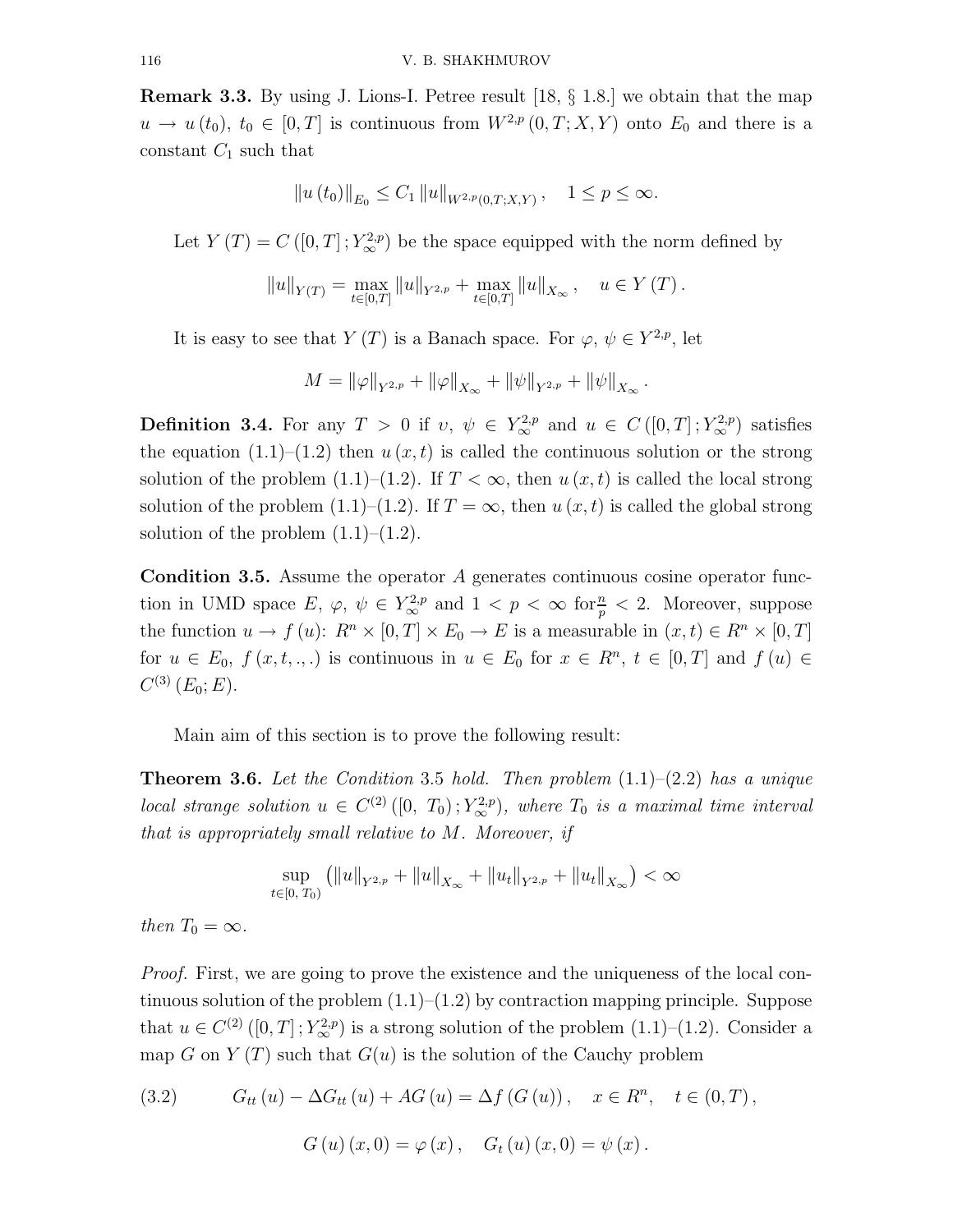**Remark 3.3.** By using J. Lions-I. Petree result [18, § 1.8.] we obtain that the map $u \to u(t_0)$, $t_0 \in [0,T]$ is continuous from $W^{2,p}(0,T;X,Y)$ onto $E_0$ and there is a constant $C_1$ such that

$$\|u(t_0)\|_{E_0} \leq C_1 \|u\|_{W^{2,p}(0,T;X,Y)}, \quad 1 \leq p \leq \infty.$$

Let $Y(T) = C([0,T]; Y_\infty^{2,p})$ be the space equipped with the norm defined by

$$\|u\|_{Y(T)} = \max_{t \in [0,T]} \|u\|_{Y^{2,p}} + \max_{t \in [0,T]} \|u\|_{X_\infty}, \quad u \in Y(T).$$

It is easy to see that $Y(T)$ is a Banach space. For $\varphi$, $\psi \in Y^{2,p}$, let

$$M = \|\varphi\|_{Y^{2,p}} + \|\varphi\|_{X_\infty} + \|\psi\|_{Y^{2,p}} + \|\psi\|_{X_\infty}.$$

**Definition 3.4.** For any $T > 0$ if $\upsilon$, $\psi \in Y_\infty^{2,p}$ and $u \in C([0,T]; Y_\infty^{2,p})$ satisfies the equation (1.1)–(1.2) then $u(x,t)$ is called the continuous solution or the strong solution of the problem (1.1)–(1.2). If $T < \infty$, then $u(x,t)$ is called the local strong solution of the problem (1.1)–(1.2). If $T = \infty$, then $u(x,t)$ is called the global strong solution of the problem (1.1)–(1.2).

**Condition 3.5.** Assume the operator $A$ generates continuous cosine operator function in UMD space $E$, $\varphi$, $\psi \in Y_\infty^{2,p}$ and $1 < p < \infty$ for $\frac{n}{p} < 2$. Moreover, suppose the function $u \to f(u)$: $R^n \times [0,T] \times E_0 \to E$ is a measurable in $(x,t) \in R^n \times [0,T]$ for $u \in E_0$, $f(x,t,.,.)$ is continuous in $u \in E_0$ for $x \in R^n$, $t \in [0,T]$ and $f(u) \in C^{(3)}(E_0; E)$.

Main aim of this section is to prove the following result:

**Theorem 3.6.** *Let the Condition 3.5 hold. Then problem (1.1)–(2.2) has a unique local strange solution $u \in C^{(2)}([0, T_0); Y_\infty^{2,p})$, where $T_0$ is a maximal time interval that is appropriately small relative to $M$. Moreover, if*

$$\sup_{t \in [0, T_0)} \left( \|u\|_{Y^{2,p}} + \|u\|_{X_\infty} + \|u_t\|_{Y^{2,p}} + \|u_t\|_{X_\infty} \right) < \infty$$

*then $T_0 = \infty$.*

*Proof.* First, we are going to prove the existence and the uniqueness of the local continuous solution of the problem (1.1)–(1.2) by contraction mapping principle. Suppose that $u \in C^{(2)}([0,T]; Y_\infty^{2,p})$ is a strong solution of the problem (1.1)–(1.2). Consider a map $G$ on $Y(T)$ such that $G(u)$ is the solution of the Cauchy problem

$$G_{tt}(u) - \Delta G_{tt}(u) + AG(u) = \Delta f(G(u)), \quad x \in R^n, \quad t \in (0,T), \tag{3.2}$$

$$G(u)(x,0) = \varphi(x), \quad G_t(u)(x,0) = \psi(x).$$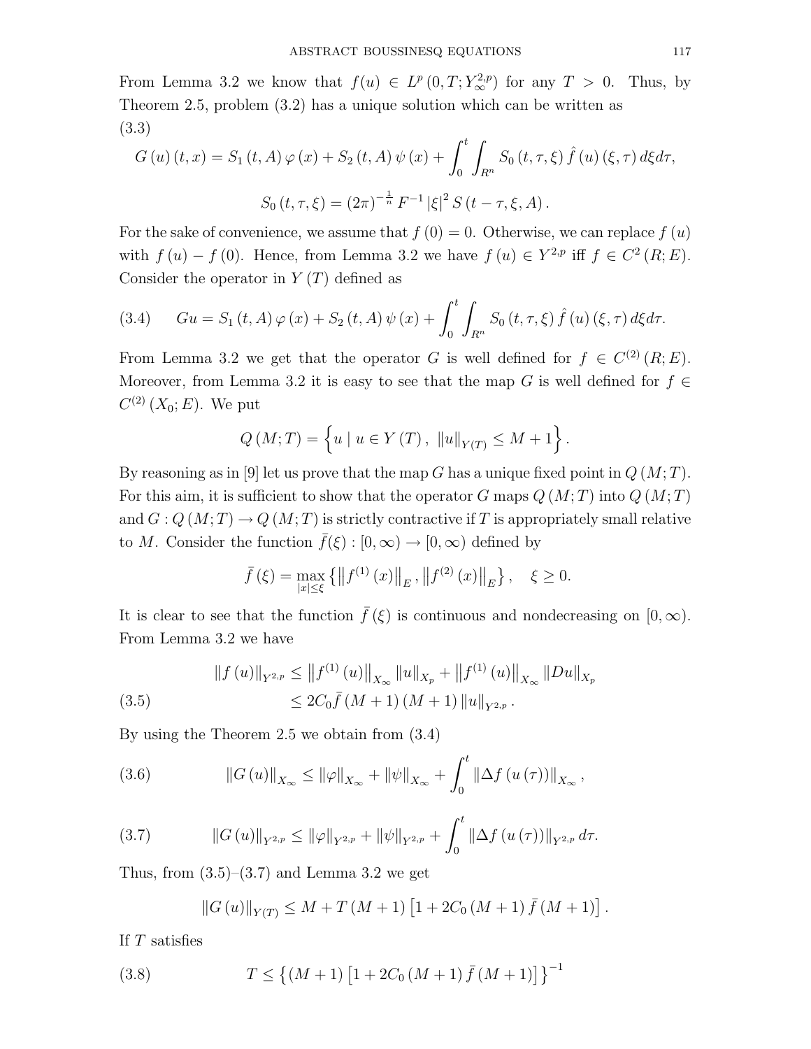From Lemma 3.2 we know that $f(u) \in L^p\left(0,T;Y_\infty^{2,p}\right)$ for any $T>0$. Thus, by Theorem 2.5, problem (3.2) has a unique solution which can be written as

(3.3)

$$G\left(u\right)\left(t,x\right)=S_1\left(t,A\right)\varphi\left(x\right)+S_2\left(t,A\right)\psi\left(x\right)+\int_0^t\int_{R^n}S_0\left(t,\tau,\xi\right)\hat{f}\left(u\right)\left(\xi,\tau\right)d\xi d\tau,$$

$$S_0\left(t,\tau,\xi\right)=\left(2\pi\right)^{-\frac{1}{n}}F^{-1}\left|\xi\right|^2 S\left(t-\tau,\xi,A\right).$$

For the sake of convenience, we assume that $f(0)=0$. Otherwise, we can replace $f(u)$ with $f(u)-f(0)$. Hence, from Lemma 3.2 we have $f(u)\in Y^{2,p}$ iff $f\in C^2(R;E)$. Consider the operator in $Y(T)$ defined as

$$Gu=S_1\left(t,A\right)\varphi\left(x\right)+S_2\left(t,A\right)\psi\left(x\right)+\int_0^t\int_{R^n}S_0\left(t,\tau,\xi\right)\hat{f}\left(u\right)\left(\xi,\tau\right)d\xi d\tau. \tag{3.4}$$

From Lemma 3.2 we get that the operator $G$ is well defined for $f\in C^{(2)}(R;E)$. Moreover, from Lemma 3.2 it is easy to see that the map $G$ is well defined for $f\in C^{(2)}(X_0;E)$. We put

$$Q\left(M;T\right)=\left\{u \mid u\in Y\left(T\right),\ \left\|u\right\|_{Y(T)}\leq M+1\right\}.$$

By reasoning as in [9] let us prove that the map $G$ has a unique fixed point in $Q(M;T)$. For this aim, it is sufficient to show that the operator $G$ maps $Q(M;T)$ into $Q(M;T)$ and $G:Q(M;T)\rightarrow Q(M;T)$ is strictly contractive if $T$ is appropriately small relative to $M$. Consider the function $\bar{f}(\xi):[0,\infty)\rightarrow[0,\infty)$ defined by

$$\bar{f}\left(\xi\right)=\max_{|x|\leq\xi}\left\{\left\|f^{(1)}\left(x\right)\right\|_E,\left\|f^{(2)}\left(x\right)\right\|_E\right\},\quad \xi\geq 0.$$

It is clear to see that the function $\bar{f}(\xi)$ is continuous and nondecreasing on $[0,\infty)$. From Lemma 3.2 we have

$$\begin{aligned}\left\|f\left(u\right)\right\|_{Y^{2,p}}&\leq\left\|f^{(1)}\left(u\right)\right\|_{X_\infty}\left\|u\right\|_{X_p}+\left\|f^{(1)}\left(u\right)\right\|_{X_\infty}\left\|Du\right\|_{X_p}\\&\leq 2C_0\bar{f}\left(M+1\right)\left(M+1\right)\left\|u\right\|_{Y^{2,p}}.\end{aligned}\tag{3.5}$$

By using the Theorem 2.5 we obtain from (3.4)

$$\left\|G\left(u\right)\right\|_{X_\infty}\leq\left\|\varphi\right\|_{X_\infty}+\left\|\psi\right\|_{X_\infty}+\int_0^t\left\|\Delta f\left(u\left(\tau\right)\right)\right\|_{X_\infty}, \tag{3.6}$$

$$\left\|G\left(u\right)\right\|_{Y^{2,p}}\leq\left\|\varphi\right\|_{Y^{2,p}}+\left\|\psi\right\|_{Y^{2,p}}+\int_0^t\left\|\Delta f\left(u\left(\tau\right)\right)\right\|_{Y^{2,p}}d\tau. \tag{3.7}$$

Thus, from (3.5)–(3.7) and Lemma 3.2 we get

$$\left\|G\left(u\right)\right\|_{Y(T)}\leq M+T\left(M+1\right)\left[1+2C_0\left(M+1\right)\bar{f}\left(M+1\right)\right].$$

If $T$ satisfies

$$T\leq\left\{\left(M+1\right)\left[1+2C_0\left(M+1\right)\bar{f}\left(M+1\right)\right]\right\}^{-1} \tag{3.8}$$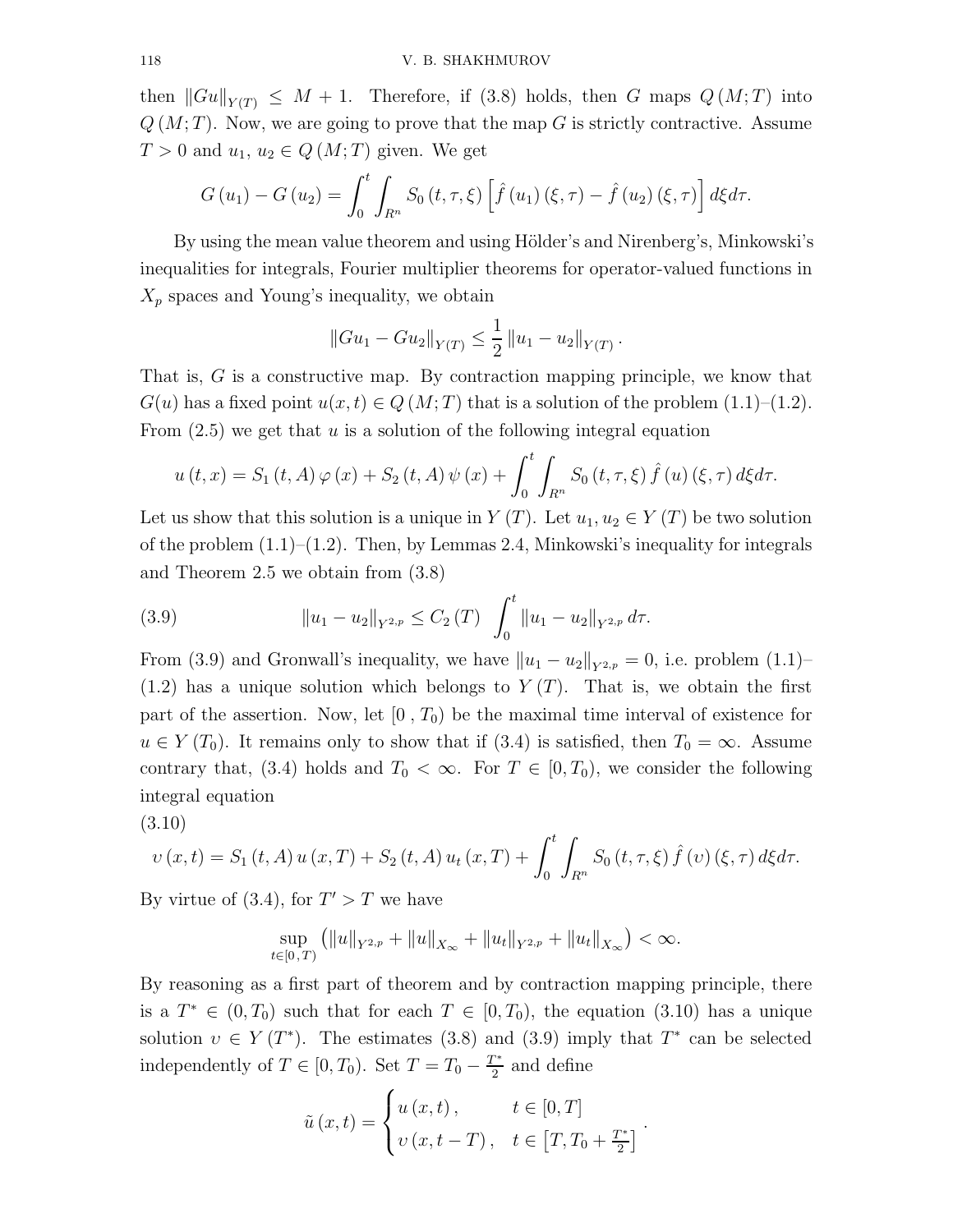then $\|Gu\|_{Y(T)} \leq M+1$. Therefore, if (3.8) holds, then $G$ maps $Q(M;T)$ into $Q(M;T)$. Now, we are going to prove that the map $G$ is strictly contractive. Assume $T>0$ and $u_1$, $u_2 \in Q(M;T)$ given. We get

$$G(u_1) - G(u_2) = \int_0^t \int_{R^n} S_0(t,\tau,\xi) \left[\hat{f}(u_1)(\xi,\tau) - \hat{f}(u_2)(\xi,\tau)\right] d\xi d\tau.$$

By using the mean value theorem and using Hölder's and Nirenberg's, Minkowski's inequalities for integrals, Fourier multiplier theorems for operator-valued functions in $X_p$ spaces and Young's inequality, we obtain

$$\|Gu_1 - Gu_2\|_{Y(T)} \leq \frac{1}{2} \|u_1 - u_2\|_{Y(T)}.$$

That is, $G$ is a constructive map. By contraction mapping principle, we know that $G(u)$ has a fixed point $u(x,t) \in Q(M;T)$ that is a solution of the problem (1.1)–(1.2). From (2.5) we get that $u$ is a solution of the following integral equation

$$u(t,x) = S_1(t,A)\varphi(x) + S_2(t,A)\psi(x) + \int_0^t \int_{R^n} S_0(t,\tau,\xi)\hat{f}(u)(\xi,\tau) d\xi d\tau.$$

Let us show that this solution is a unique in $Y(T)$. Let $u_1, u_2 \in Y(T)$ be two solution of the problem (1.1)–(1.2). Then, by Lemmas 2.4, Minkowski's inequality for integrals and Theorem 2.5 we obtain from (3.8)

$$\|u_1 - u_2\|_{Y^{2,p}} \leq C_2(T) \int_0^t \|u_1 - u_2\|_{Y^{2,p}} d\tau. \tag{3.9}$$

From (3.9) and Gronwall's inequality, we have $\|u_1 - u_2\|_{Y^{2,p}} = 0$, i.e. problem (1.1)–(1.2) has a unique solution which belongs to $Y(T)$. That is, we obtain the first part of the assertion. Now, let $[0, T_0)$ be the maximal time interval of existence for $u \in Y(T_0)$. It remains only to show that if (3.4) is satisfied, then $T_0 = \infty$. Assume contrary that, (3.4) holds and $T_0 < \infty$. For $T \in [0, T_0)$, we consider the following integral equation

$$\upsilon(x,t) = S_1(t,A)u(x,T) + S_2(t,A)u_t(x,T) + \int_0^t \int_{R^n} S_0(t,\tau,\xi)\hat{f}(\upsilon)(\xi,\tau) d\xi d\tau. \tag{3.10}$$

By virtue of (3.4), for $T' > T$ we have

$$\sup_{t\in[0,T)} \left(\|u\|_{Y^{2,p}} + \|u\|_{X_\infty} + \|u_t\|_{Y^{2,p}} + \|u_t\|_{X_\infty}\right) < \infty.$$

By reasoning as a first part of theorem and by contraction mapping principle, there is a $T^* \in (0, T_0)$ such that for each $T \in [0, T_0)$, the equation (3.10) has a unique solution $\upsilon \in Y(T^*)$. The estimates (3.8) and (3.9) imply that $T^*$ can be selected independently of $T \in [0, T_0)$. Set $T = T_0 - \frac{T^*}{2}$ and define

$$\tilde{u}(x,t) = \begin{cases} u(x,t), & t \in [0,T] \\ \upsilon(x,t-T), & t \in \left[T, T_0 + \frac{T^*}{2}\right] \end{cases}.$$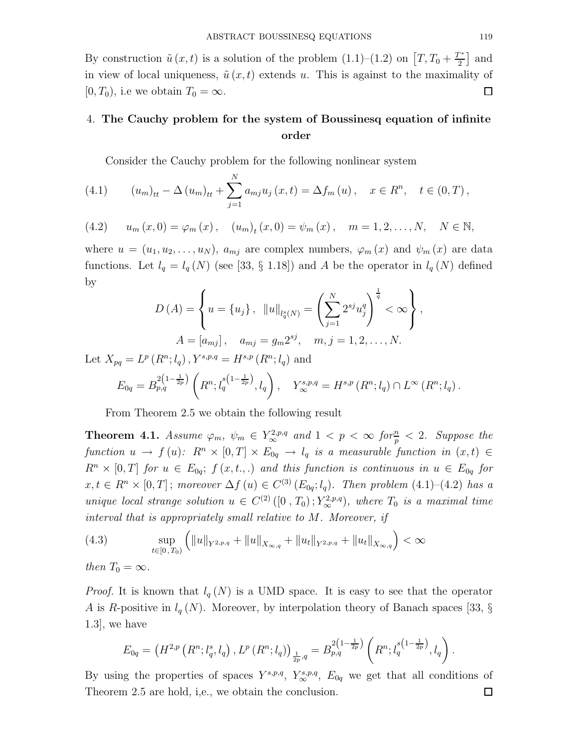By construction $\tilde{u}(x,t)$ is a solution of the problem (1.1)–(1.2) on $\left[T, T_0 + \frac{T^*}{2}\right]$ and in view of local uniqueness, $\tilde{u}(x,t)$ extends $u$. This is against to the maximality of $[0, T_0)$, i.e we obtain $T_0 = \infty$. ◻

## 4. The Cauchy problem for the system of Boussinesq equation of infinite order

Consider the Cauchy problem for the following nonlinear system

$$
(4.1) \qquad (u_m)_{tt} - \Delta (u_m)_{tt} + \sum_{j=1}^{N} a_{mj} u_j(x,t) = \Delta f_m(u), \quad x \in R^n, \quad t \in (0,T),
$$

$$
(4.2) \qquad u_m(x,0) = \varphi_m(x), \quad (u_m)_t(x,0) = \psi_m(x), \quad m = 1, 2, \ldots, N, \quad N \in \mathbb{N},
$$

where $u = (u_1, u_2, \ldots, u_N)$, $a_{mj}$ are complex numbers, $\varphi_m(x)$ and $\psi_m(x)$ are data functions. Let $l_q = l_q(N)$ (see [33, § 1.18]) and $A$ be the operator in $l_q(N)$ defined by

$$
D(A) = \left\{ u = \{u_j\}, \ \|u\|_{l_q^s(N)} = \left( \sum_{j=1}^{N} 2^{sj} u_j^q \right)^{\frac{1}{q}} < \infty \right\},
$$

$$
A = [a_{mj}], \quad a_{mj} = g_m 2^{sj}, \quad m, j = 1, 2, \ldots, N.
$$

Let $X_{pq} = L^p(R^n; l_q)$, $Y^{s,p,q} = H^{s,p}(R^n; l_q)$ and

$$
E_{0q} = B_{p,q}^{2\left(1-\frac{1}{2p}\right)}\left(R^n; l_q^{s\left(1-\frac{1}{2p}\right)}, l_q\right), \quad Y_\infty^{s,p,q} = H^{s,p}(R^n; l_q) \cap L^\infty(R^n; l_q).
$$

From Theorem 2.5 we obtain the following result

**Theorem 4.1.** *Assume $\varphi_m$, $\psi_m \in Y_\infty^{2,p,q}$ and $1 < p < \infty$ for $\frac{n}{p} < 2$. Suppose the function $u \to f(u)$: $R^n \times [0,T] \times E_{0q} \to l_q$ is a measurable function in $(x,t) \in R^n \times [0,T]$ for $u \in E_{0q}$; $f(x,t.,.)$ and this function is continuous in $u \in E_{0q}$ for $x, t \in R^n \times [0,T]$; moreover $\Delta f(u) \in C^{(3)}(E_{0q}; l_q)$. Then problem (4.1)–(4.2) has a unique local strange solution $u \in C^{(2)}([0, T_0); Y_\infty^{2,p,q})$, where $T_0$ is a maximal time interval that is appropriately small relative to $M$. Moreover, if*

$$
(4.3) \qquad \sup_{t \in [0, T_0)} \left( \|u\|_{Y^{2,p,q}} + \|u\|_{X_{\infty,q}} + \|u_t\|_{Y^{2,p,q}} + \|u_t\|_{X_{\infty,q}} \right) < \infty
$$

*then $T_0 = \infty$.*

*Proof.* It is known that $l_q(N)$ is a UMD space. It is easy to see that the operator $A$ is $R$-positive in $l_q(N)$. Moreover, by interpolation theory of Banach spaces [33, § 1.3], we have

$$
E_{0q} = \left(H^{2,p}\left(R^n; l_q^s, l_q\right), L^p\left(R^n; l_q\right)\right)_{\frac{1}{2p}, q} = B_{p,q}^{2\left(1-\frac{1}{2p}\right)}\left(R^n; l_q^{s\left(1-\frac{1}{2p}\right)}, l_q\right).
$$

By using the properties of spaces $Y^{s,p,q}$, $Y_\infty^{s,p,q}$, $E_{0q}$ we get that all conditions of Theorem 2.5 are hold, i,e., we obtain the conclusion. ◻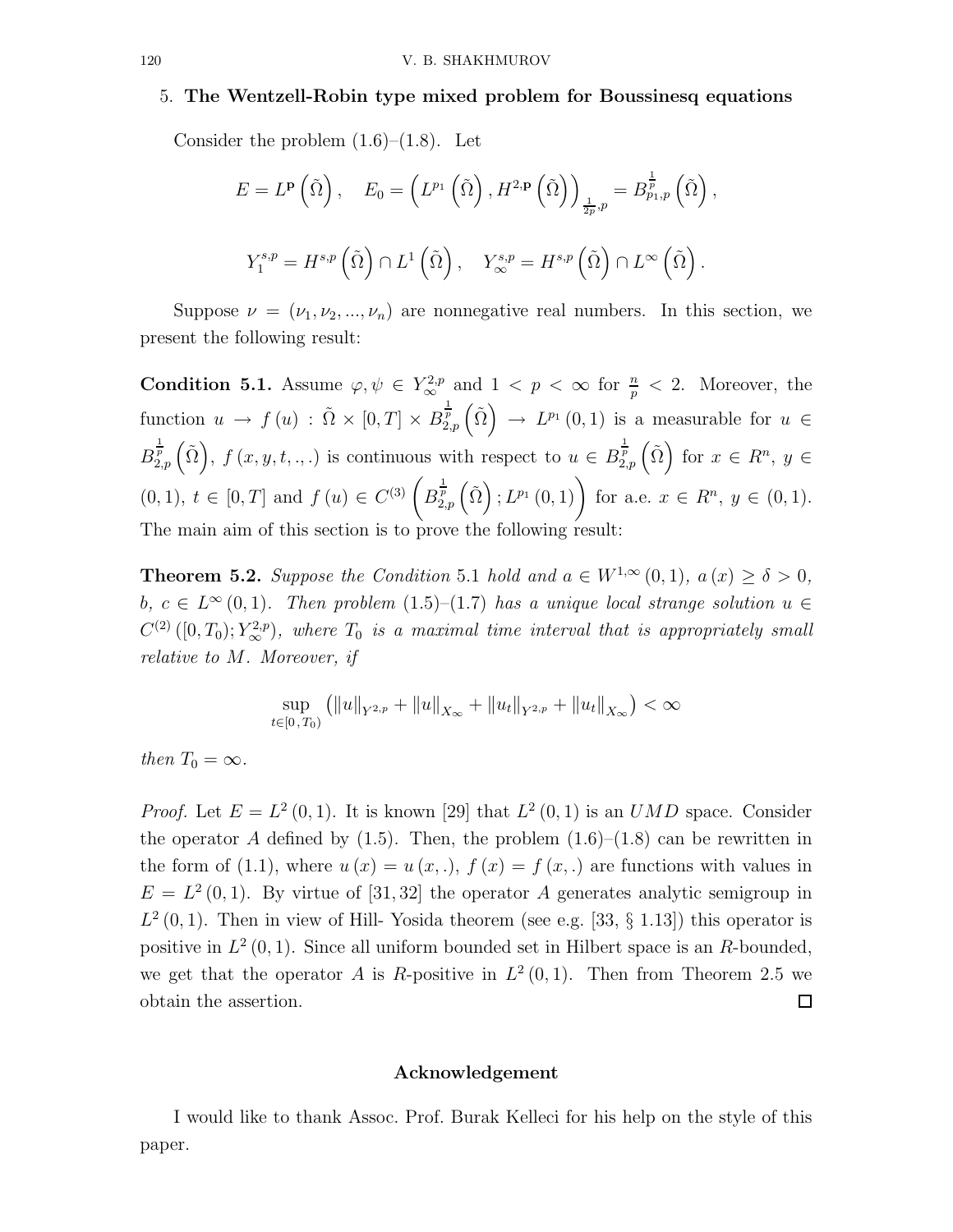## 5. **The Wentzell-Robin type mixed problem for Boussinesq equations**

Consider the problem (1.6)–(1.8). Let

$$E = L^{\mathbf{p}}\left(\tilde{\Omega}\right), \quad E_0 = \left(L^{p_1}\left(\tilde{\Omega}\right), H^{2,\mathbf{p}}\left(\tilde{\Omega}\right)\right)_{\frac{1}{2p},p} = B^{\frac{1}{p}}_{p_1,p}\left(\tilde{\Omega}\right),$$

$$Y_1^{s,p} = H^{s,p}\left(\tilde{\Omega}\right) \cap L^1\left(\tilde{\Omega}\right), \quad Y_\infty^{s,p} = H^{s,p}\left(\tilde{\Omega}\right) \cap L^\infty\left(\tilde{\Omega}\right).$$

Suppose $\nu = (\nu_1, \nu_2, ..., \nu_n)$ are nonnegative real numbers. In this section, we present the following result:

**Condition 5.1.** Assume $\varphi, \psi \in Y_\infty^{2,p}$ and $1 < p < \infty$ for $\frac{n}{p} < 2$. Moreover, the function $u \to f(u) : \tilde{\Omega} \times [0,T] \times B^{\frac{1}{p}}_{2,p}\left(\tilde{\Omega}\right) \to L^{p_1}(0,1)$ is a measurable for $u \in B^{\frac{1}{p}}_{2,p}\left(\tilde{\Omega}\right)$, $f(x,y,t,.,.)$ is continuous with respect to $u \in B^{\frac{1}{p}}_{2,p}\left(\tilde{\Omega}\right)$ for $x \in R^n$, $y \in (0,1)$, $t \in [0,T]$ and $f(u) \in C^{(3)}\left(B^{\frac{1}{p}}_{2,p}\left(\tilde{\Omega}\right); L^{p_1}(0,1)\right)$ for a.e. $x \in R^n$, $y \in (0,1)$. The main aim of this section is to prove the following result:

**Theorem 5.2.** *Suppose the Condition 5.1 hold and $a \in W^{1,\infty}(0,1)$, $a(x) \geq \delta > 0$, $b$, $c \in L^\infty(0,1)$. Then problem (1.5)–(1.7) has a unique local strange solution $u \in C^{(2)}([0,T_0); Y_\infty^{2,p})$, where $T_0$ is a maximal time interval that is appropriately small relative to $M$. Moreover, if*

$$\sup_{t \in [0\,,T_0)} \left(\|u\|_{Y^{2,p}} + \|u\|_{X_\infty} + \|u_t\|_{Y^{2,p}} + \|u_t\|_{X_\infty}\right) < \infty$$

*then $T_0 = \infty$.*

*Proof.* Let $E = L^2(0,1)$. It is known [29] that $L^2(0,1)$ is an $UMD$ space. Consider the operator $A$ defined by (1.5). Then, the problem (1.6)–(1.8) can be rewritten in the form of (1.1), where $u(x) = u(x,.)$, $f(x) = f(x,.)$ are functions with values in $E = L^2(0,1)$. By virtue of [31, 32] the operator $A$ generates analytic semigroup in $L^2(0,1)$. Then in view of Hill- Yosida theorem (see e.g. [33, § 1.13]) this operator is positive in $L^2(0,1)$. Since all uniform bounded set in Hilbert space is an $R$-bounded, we get that the operator $A$ is $R$-positive in $L^2(0,1)$. Then from Theorem 2.5 we obtain the assertion. ◻

### Acknowledgement

I would like to thank Assoc. Prof. Burak Kelleci for his help on the style of this paper.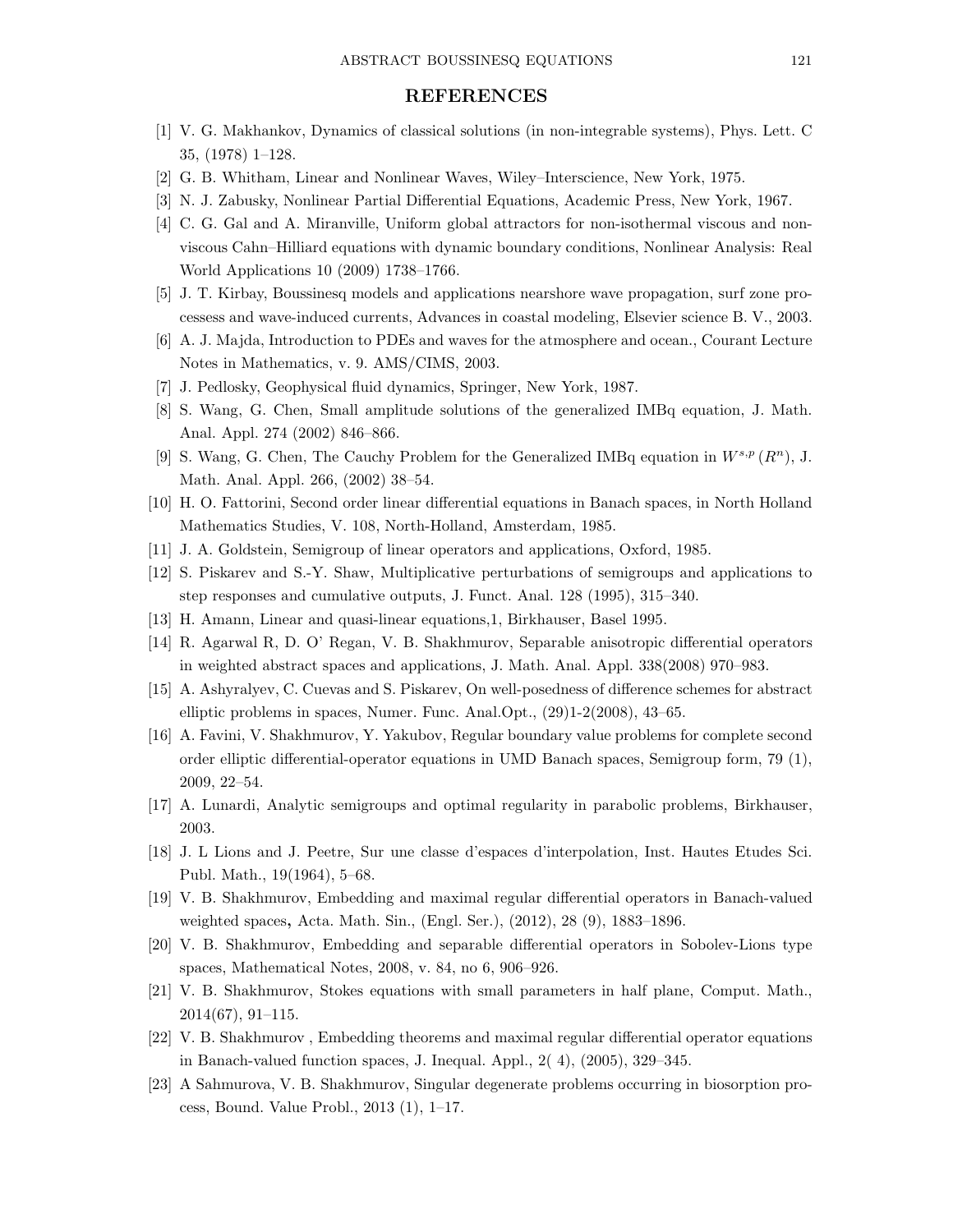## REFERENCES

[1] V. G. Makhankov, Dynamics of classical solutions (in non-integrable systems), Phys. Lett. C 35, (1978) 1–128.

[2] G. B. Whitham, Linear and Nonlinear Waves, Wiley–Interscience, New York, 1975.

[3] N. J. Zabusky, Nonlinear Partial Differential Equations, Academic Press, New York, 1967.

[4] C. G. Gal and A. Miranville, Uniform global attractors for non-isothermal viscous and non-viscous Cahn–Hilliard equations with dynamic boundary conditions, Nonlinear Analysis: Real World Applications 10 (2009) 1738–1766.

[5] J. T. Kirbay, Boussinesq models and applications nearshore wave propagation, surf zone processess and wave-induced currents, Advances in coastal modeling, Elsevier science B. V., 2003.

[6] A. J. Majda, Introduction to PDEs and waves for the atmosphere and ocean., Courant Lecture Notes in Mathematics, v. 9. AMS/CIMS, 2003.

[7] J. Pedlosky, Geophysical fluid dynamics, Springer, New York, 1987.

[8] S. Wang, G. Chen, Small amplitude solutions of the generalized IMBq equation, J. Math. Anal. Appl. 274 (2002) 846–866.

[9] S. Wang, G. Chen, The Cauchy Problem for the Generalized IMBq equation in $W^{s,p}(R^n)$, J. Math. Anal. Appl. 266, (2002) 38–54.

[10] H. O. Fattorini, Second order linear differential equations in Banach spaces, in North Holland Mathematics Studies, V. 108, North-Holland, Amsterdam, 1985.

[11] J. A. Goldstein, Semigroup of linear operators and applications, Oxford, 1985.

[12] S. Piskarev and S.-Y. Shaw, Multiplicative perturbations of semigroups and applications to step responses and cumulative outputs, J. Funct. Anal. 128 (1995), 315–340.

[13] H. Amann, Linear and quasi-linear equations,1, Birkhauser, Basel 1995.

[14] R. Agarwal R, D. O' Regan, V. B. Shakhmurov, Separable anisotropic differential operators in weighted abstract spaces and applications, J. Math. Anal. Appl. 338(2008) 970–983.

[15] A. Ashyralyev, C. Cuevas and S. Piskarev, On well-posedness of difference schemes for abstract elliptic problems in spaces, Numer. Func. Anal.Opt., (29)1-2(2008), 43–65.

[16] A. Favini, V. Shakhmurov, Y. Yakubov, Regular boundary value problems for complete second order elliptic differential-operator equations in UMD Banach spaces, Semigroup form, 79 (1), 2009, 22–54.

[17] A. Lunardi, Analytic semigroups and optimal regularity in parabolic problems, Birkhauser, 2003.

[18] J. L Lions and J. Peetre, Sur une classe d'espaces d'interpolation, Inst. Hautes Etudes Sci. Publ. Math., 19(1964), 5–68.

[19] V. B. Shakhmurov, Embedding and maximal regular differential operators in Banach-valued weighted spaces**,** Acta. Math. Sin., (Engl. Ser.), (2012), 28 (9), 1883–1896.

[20] V. B. Shakhmurov, Embedding and separable differential operators in Sobolev-Lions type spaces, Mathematical Notes, 2008, v. 84, no 6, 906–926.

[21] V. B. Shakhmurov, Stokes equations with small parameters in half plane, Comput. Math., 2014(67), 91–115.

[22] V. B. Shakhmurov , Embedding theorems and maximal regular differential operator equations in Banach-valued function spaces, J. Inequal. Appl., 2( 4), (2005), 329–345.

[23] A Sahmurova, V. B. Shakhmurov, Singular degenerate problems occurring in biosorption process, Bound. Value Probl., 2013 (1), 1–17.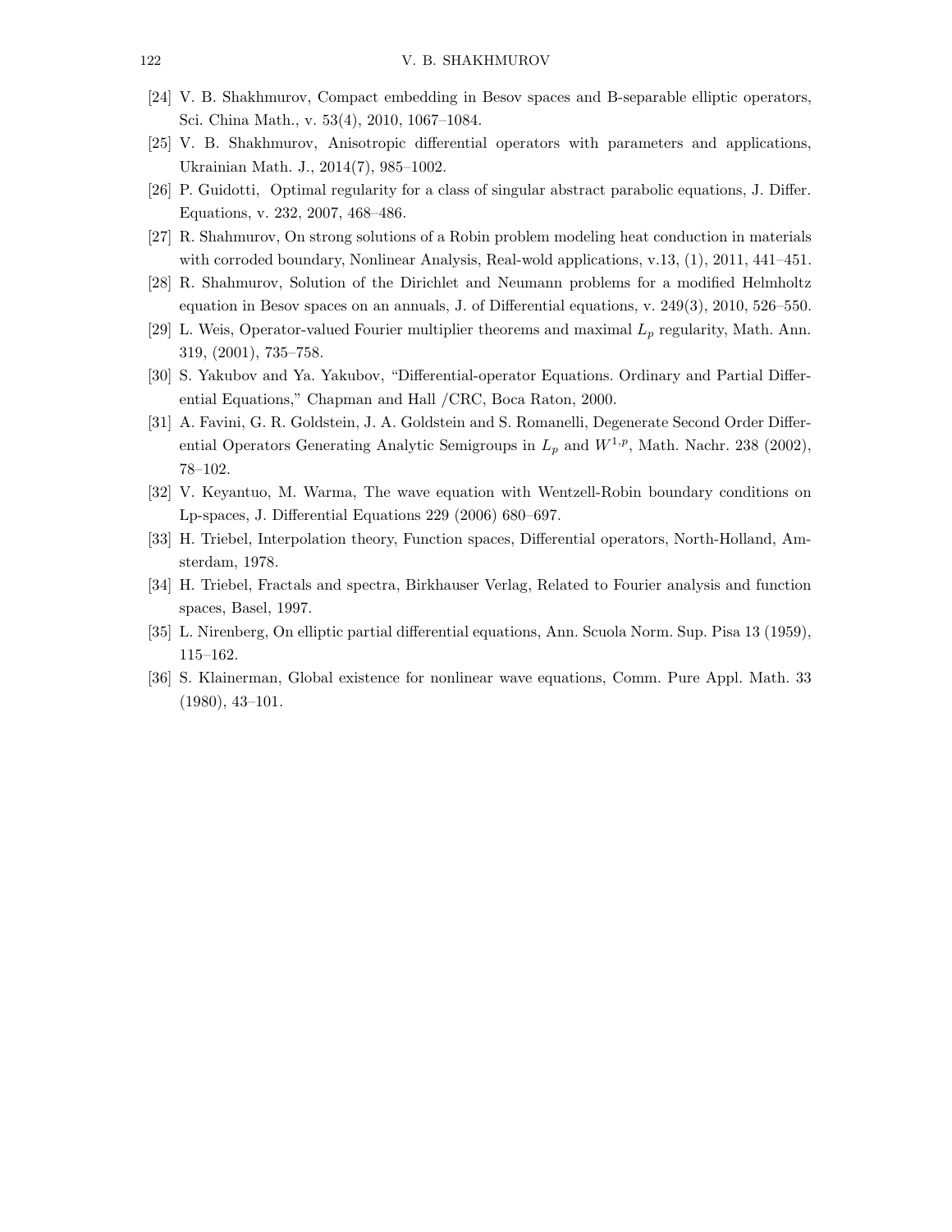[24] V. B. Shakhmurov, Compact embedding in Besov spaces and B-separable elliptic operators, Sci. China Math., v. 53(4), 2010, 1067–1084.

[25] V. B. Shakhmurov, Anisotropic differential operators with parameters and applications, Ukrainian Math. J., 2014(7), 985–1002.

[26] P. Guidotti, Optimal regularity for a class of singular abstract parabolic equations, J. Differ. Equations, v. 232, 2007, 468–486.

[27] R. Shahmurov, On strong solutions of a Robin problem modeling heat conduction in materials with corroded boundary, Nonlinear Analysis, Real-wold applications, v.13, (1), 2011, 441–451.

[28] R. Shahmurov, Solution of the Dirichlet and Neumann problems for a modified Helmholtz equation in Besov spaces on an annuals, J. of Differential equations, v. 249(3), 2010, 526–550.

[29] L. Weis, Operator-valued Fourier multiplier theorems and maximal $L_p$ regularity, Math. Ann. 319, (2001), 735–758.

[30] S. Yakubov and Ya. Yakubov, "Differential-operator Equations. Ordinary and Partial Differential Equations," Chapman and Hall /CRC, Boca Raton, 2000.

[31] A. Favini, G. R. Goldstein, J. A. Goldstein and S. Romanelli, Degenerate Second Order Differential Operators Generating Analytic Semigroups in $L_p$ and $W^{1,p}$, Math. Nachr. 238 (2002), 78–102.

[32] V. Keyantuo, M. Warma, The wave equation with Wentzell-Robin boundary conditions on Lp-spaces, J. Differential Equations 229 (2006) 680–697.

[33] H. Triebel, Interpolation theory, Function spaces, Differential operators, North-Holland, Amsterdam, 1978.

[34] H. Triebel, Fractals and spectra, Birkhauser Verlag, Related to Fourier analysis and function spaces, Basel, 1997.

[35] L. Nirenberg, On elliptic partial differential equations, Ann. Scuola Norm. Sup. Pisa 13 (1959), 115–162.

[36] S. Klainerman, Global existence for nonlinear wave equations, Comm. Pure Appl. Math. 33 (1980), 43–101.